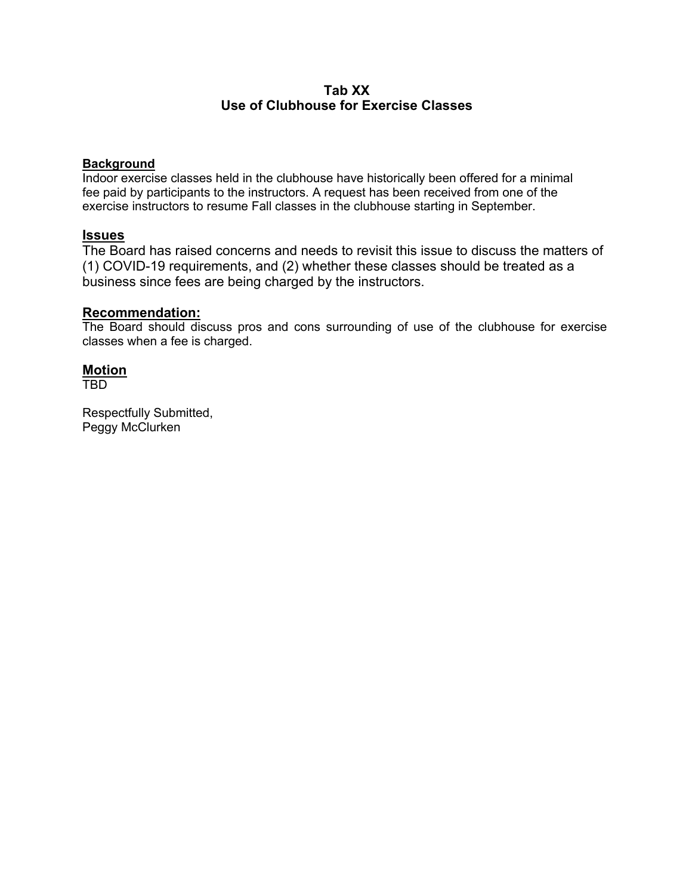# Tab XX
# Use of Clubhouse for Exercise Classes

## Background

Indoor exercise classes held in the clubhouse have historically been offered for a minimal fee paid by participants to the instructors. A request has been received from one of the exercise instructors to resume Fall classes in the clubhouse starting in September.

## Issues

The Board has raised concerns and needs to revisit this issue to discuss the matters of (1) COVID-19 requirements, and (2) whether these classes should be treated as a business since fees are being charged by the instructors.

## Recommendation:

The Board should discuss pros and cons surrounding of use of the clubhouse for exercise classes when a fee is charged.

## Motion

TBD

Respectfully Submitted,
Peggy McClurken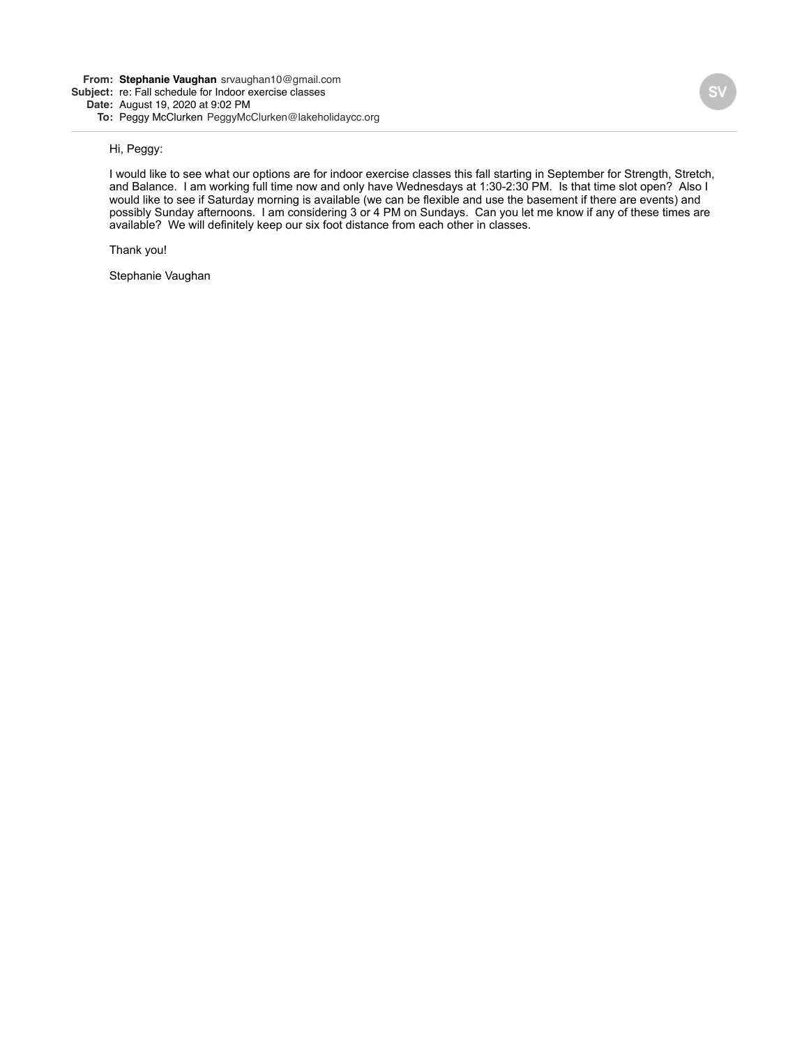**From:** **Stephanie Vaughan** srvaughan10@gmail.com
**Subject:** re: Fall schedule for Indoor exercise classes
**Date:** August 19, 2020 at 9:02 PM
**To:** Peggy McClurken PeggyMcClurken@lakeholidaycc.org

Hi, Peggy:

I would like to see what our options are for indoor exercise classes this fall starting in September for Strength, Stretch, and Balance. I am working full time now and only have Wednesdays at 1:30-2:30 PM. Is that time slot open? Also I would like to see if Saturday morning is available (we can be flexible and use the basement if there are events) and possibly Sunday afternoons. I am considering 3 or 4 PM on Sundays. Can you let me know if any of these times are available? We will definitely keep our six foot distance from each other in classes.

Thank you!

Stephanie Vaughan